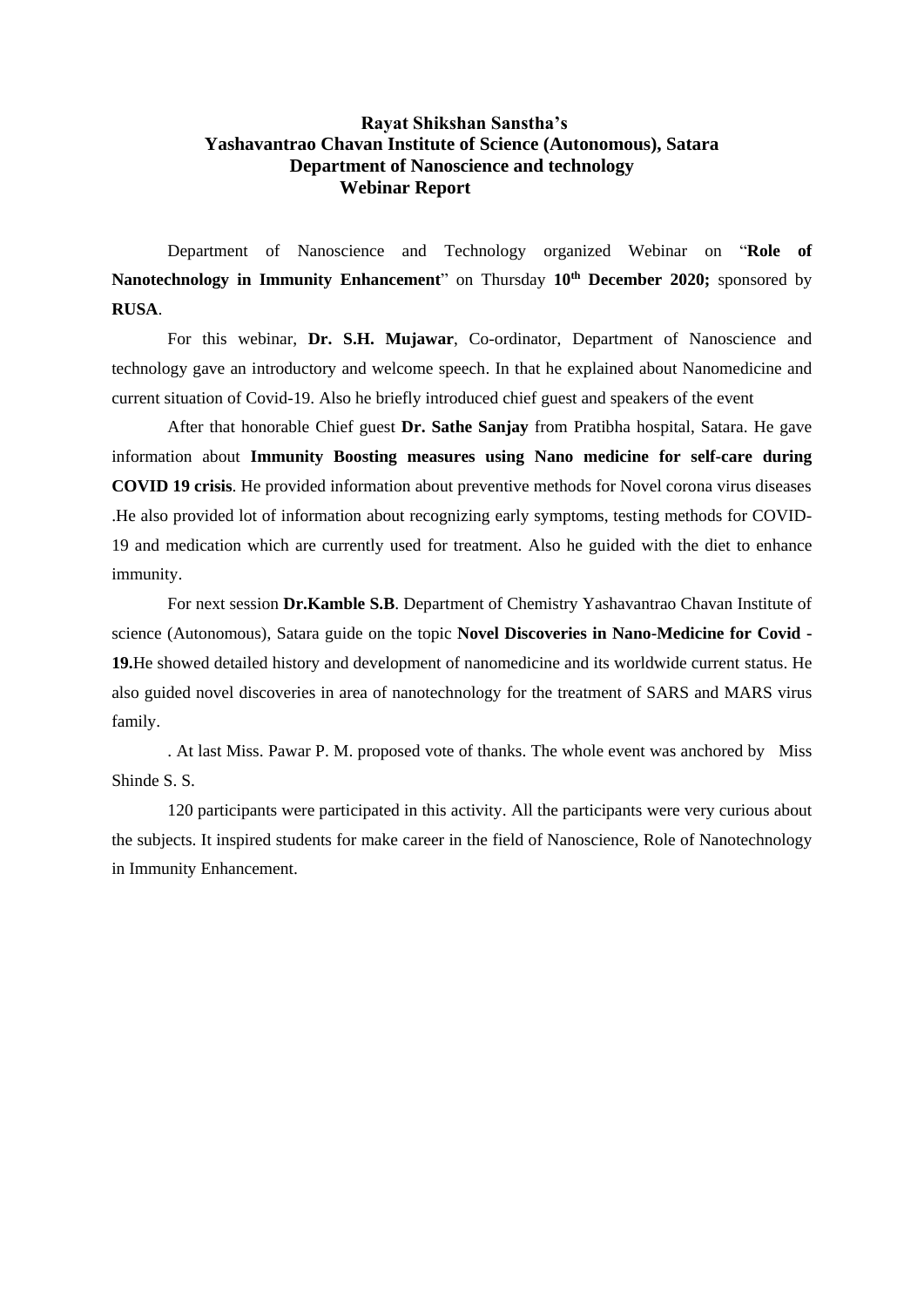**Rayat Shikshan Sanstha's**

**Yashavantrao Chavan Institute of Science (Autonomous), Satara**

**Department of Nanoscience and technology**

**Webinar Report**

Department of Nanoscience and Technology organized Webinar on "**Role of Nanotechnology in Immunity Enhancement**" on Thursday **10th December 2020;** sponsored by **RUSA**.

For this webinar, **Dr. S.H. Mujawar**, Co-ordinator, Department of Nanoscience and technology gave an introductory and welcome speech. In that he explained about Nanomedicine and current situation of Covid-19. Also he briefly introduced chief guest and speakers of the event

After that honorable Chief guest **Dr. Sathe Sanjay** from Pratibha hospital, Satara. He gave information about **Immunity Boosting measures using Nano medicine for self-care during COVID 19 crisis**. He provided information about preventive methods for Novel corona virus diseases .He also provided lot of information about recognizing early symptoms, testing methods for COVID-19 and medication which are currently used for treatment. Also he guided with the diet to enhance immunity.

For next session **Dr.Kamble S.B**. Department of Chemistry Yashavantrao Chavan Institute of science (Autonomous), Satara guide on the topic **Novel Discoveries in Nano-Medicine for Covid -19.**He showed detailed history and development of nanomedicine and its worldwide current status. He also guided novel discoveries in area of nanotechnology for the treatment of SARS and MARS virus family.

. At last Miss. Pawar P. M. proposed vote of thanks. The whole event was anchored by Miss Shinde S. S.

120 participants were participated in this activity. All the participants were very curious about the subjects. It inspired students for make career in the field of Nanoscience, Role of Nanotechnology in Immunity Enhancement.